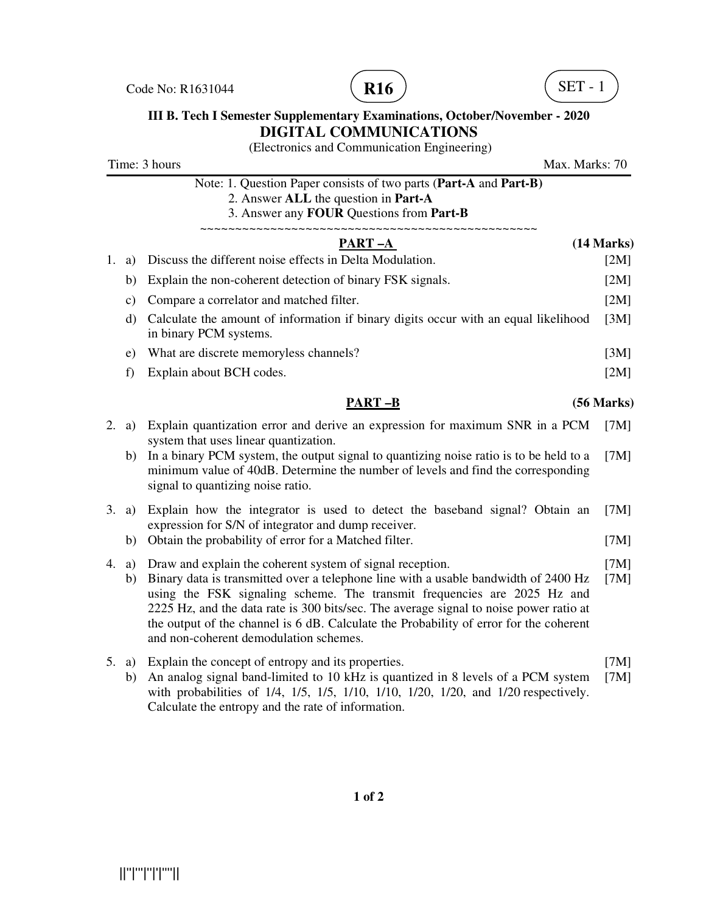Code No: R1631044 **R16** SET - 1

**III B. Tech I Semester Supplementary Examinations, October/November - 2020**

# DIGITAL COMMUNICATIONS

(Electronics and Communication Engineering)

Time: 3 hours Max. Marks: 70

Note: 1. Question Paper consists of two parts (**Part-A** and **Part-B**)
2. Answer **ALL** the question in **Part-A**
3. Answer any **FOUR** Questions from **Part-B**

~~~~~~~~~~~~~~~~~~~~~~~~~~~~~~~~~~~~~~~~~~~~~~~~~~~~~

## PART –A (14 Marks)

1. a) Discuss the different noise effects in Delta Modulation. [2M]
   b) Explain the non-coherent detection of binary FSK signals. [2M]
   c) Compare a correlator and matched filter. [2M]
   d) Calculate the amount of information if binary digits occur with an equal likelihood in binary PCM systems. [3M]
   e) What are discrete memoryless channels? [3M]
   f) Explain about BCH codes. [2M]

## PART –B (56 Marks)

2. a) Explain quantization error and derive an expression for maximum SNR in a PCM system that uses linear quantization. [7M]
   b) In a binary PCM system, the output signal to quantizing noise ratio is to be held to a minimum value of 40dB. Determine the number of levels and find the corresponding signal to quantizing noise ratio. [7M]

3. a) Explain how the integrator is used to detect the baseband signal? Obtain an expression for S/N of integrator and dump receiver. [7M]
   b) Obtain the probability of error for a Matched filter. [7M]

4. a) Draw and explain the coherent system of signal reception. [7M]
   b) Binary data is transmitted over a telephone line with a usable bandwidth of 2400 Hz using the FSK signaling scheme. The transmit frequencies are 2025 Hz and 2225 Hz, and the data rate is 300 bits/sec. The average signal to noise power ratio at the output of the channel is 6 dB. Calculate the Probability of error for the coherent and non-coherent demodulation schemes. [7M]

5. a) Explain the concept of entropy and its properties. [7M]
   b) An analog signal band-limited to 10 kHz is quantized in 8 levels of a PCM system with probabilities of 1/4, 1/5, 1/5, 1/10, 1/10, 1/20, 1/20, and 1/20 respectively. Calculate the entropy and the rate of information. [7M]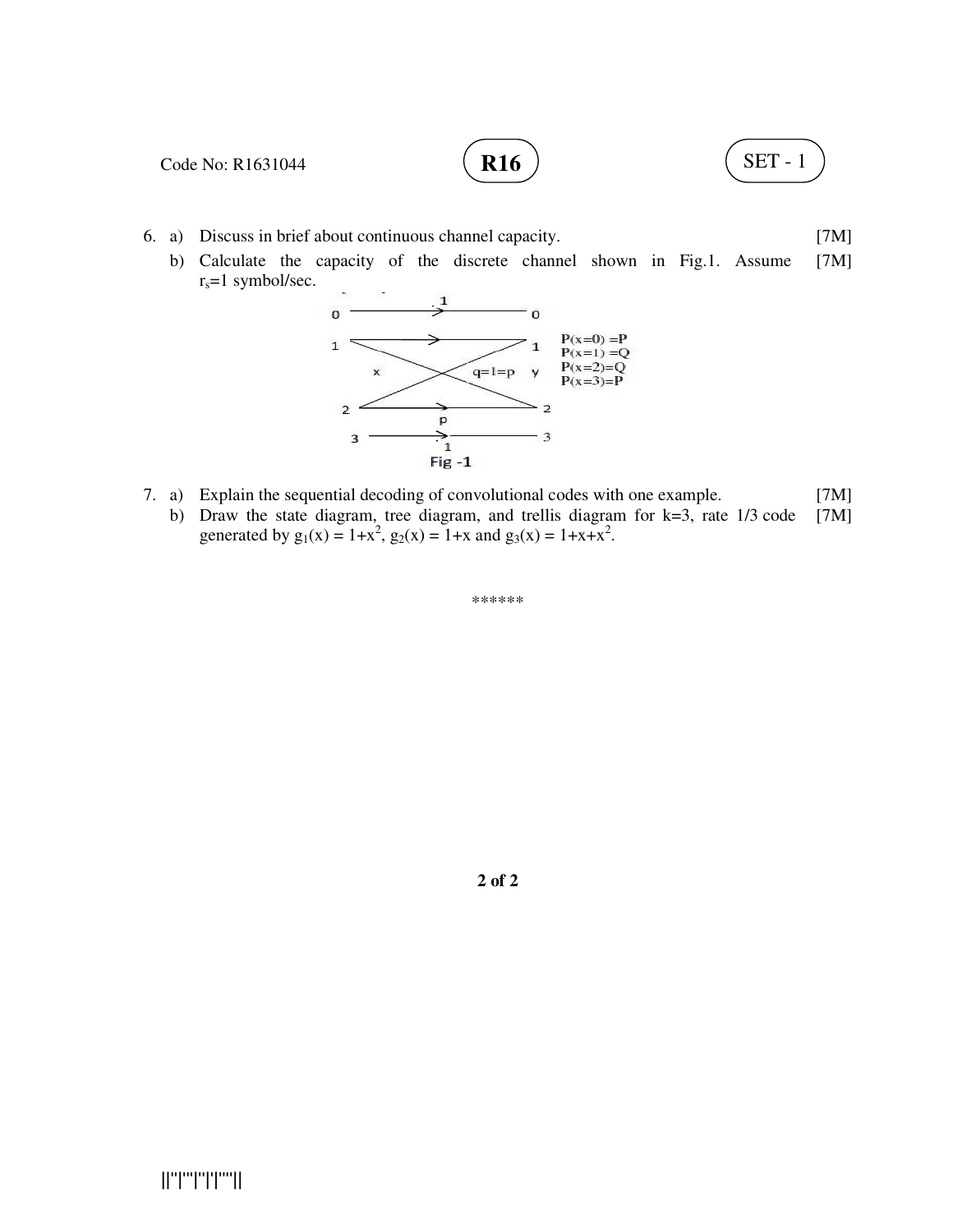6. a) Discuss in brief about continuous channel capacity. [7M]

   b) Calculate the capacity of the discrete channel shown in Fig.1. Assume $r_s$=1 symbol/sec. [7M]

0
1
x
2
3
1
q=1=p
p
1
0
1
y
2
3
P(x=0) =P
P(x=1) =Q
P(x=2)=Q
P(x=3)=P

Fig -1

7. a) Explain the sequential decoding of convolutional codes with one example. [7M]

   b) Draw the state diagram, tree diagram, and trellis diagram for k=3, rate 1/3 code generated by $g_1(x) = 1+x^2$, $g_2(x) = 1+x$ and $g_3(x) = 1+x+x^2$. [7M]

******